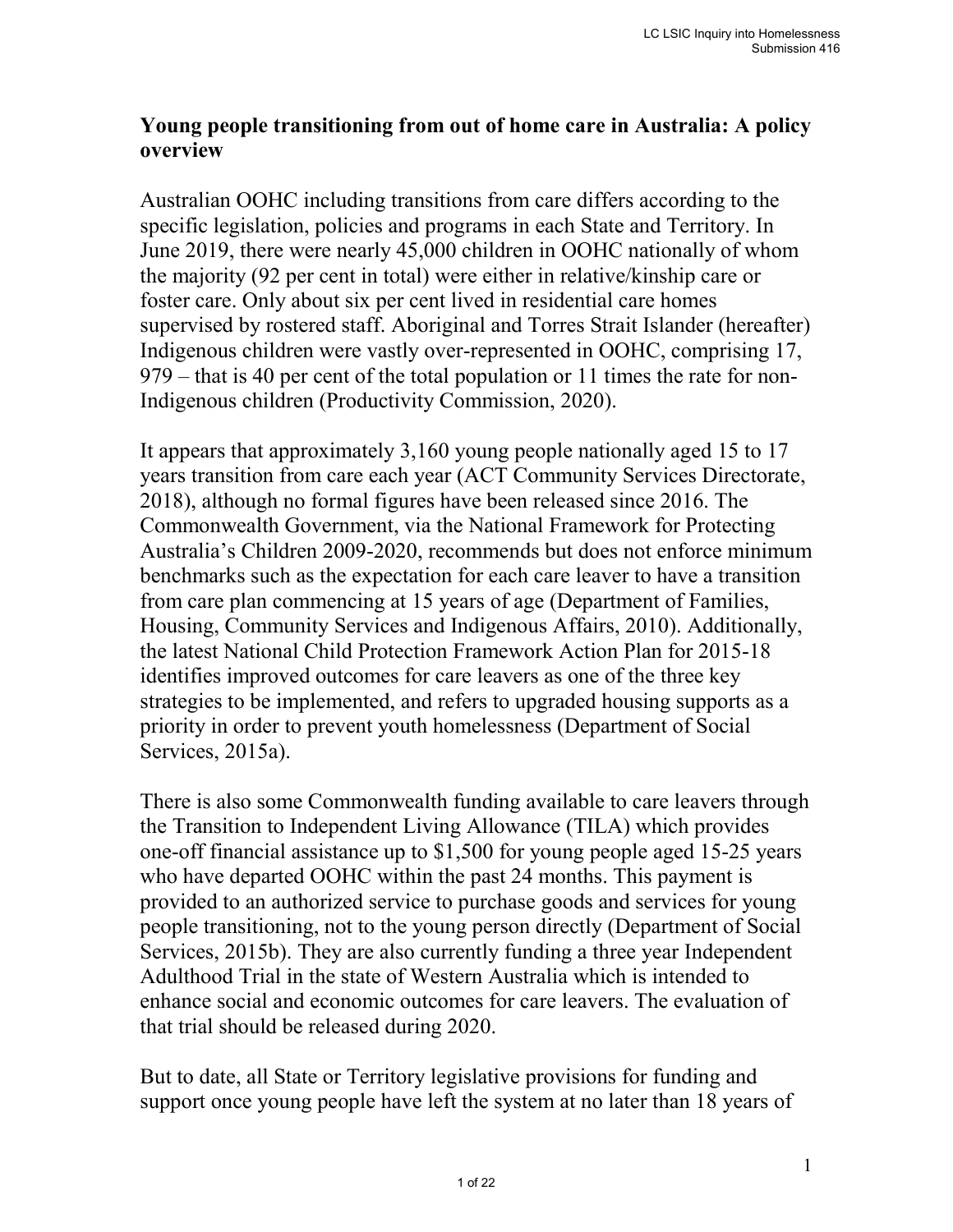## Young people transitioning from out of home care in Australia: A policy overview

Australian OOHC including transitions from care differs according to the specific legislation, policies and programs in each State and Territory. In June 2019, there were nearly 45,000 children in OOHC nationally of whom the majority (92 per cent in total) were either in relative/kinship care or foster care. Only about six per cent lived in residential care homes supervised by rostered staff. Aboriginal and Torres Strait Islander (hereafter) Indigenous children were vastly over-represented in OOHC, comprising 17, 979 – that is 40 per cent of the total population or 11 times the rate for non-Indigenous children (Productivity Commission, 2020).

It appears that approximately 3,160 young people nationally aged 15 to 17 years transition from care each year (ACT Community Services Directorate, 2018), although no formal figures have been released since 2016. The Commonwealth Government, via the National Framework for Protecting Australia's Children 2009-2020, recommends but does not enforce minimum benchmarks such as the expectation for each care leaver to have a transition from care plan commencing at 15 years of age (Department of Families, Housing, Community Services and Indigenous Affairs, 2010). Additionally, the latest National Child Protection Framework Action Plan for 2015-18 identifies improved outcomes for care leavers as one of the three key strategies to be implemented, and refers to upgraded housing supports as a priority in order to prevent youth homelessness (Department of Social Services, 2015a).

There is also some Commonwealth funding available to care leavers through the Transition to Independent Living Allowance (TILA) which provides one-off financial assistance up to $1,500 for young people aged 15-25 years who have departed OOHC within the past 24 months. This payment is provided to an authorized service to purchase goods and services for young people transitioning, not to the young person directly (Department of Social Services, 2015b). They are also currently funding a three year Independent Adulthood Trial in the state of Western Australia which is intended to enhance social and economic outcomes for care leavers. The evaluation of that trial should be released during 2020.

But to date, all State or Territory legislative provisions for funding and support once young people have left the system at no later than 18 years of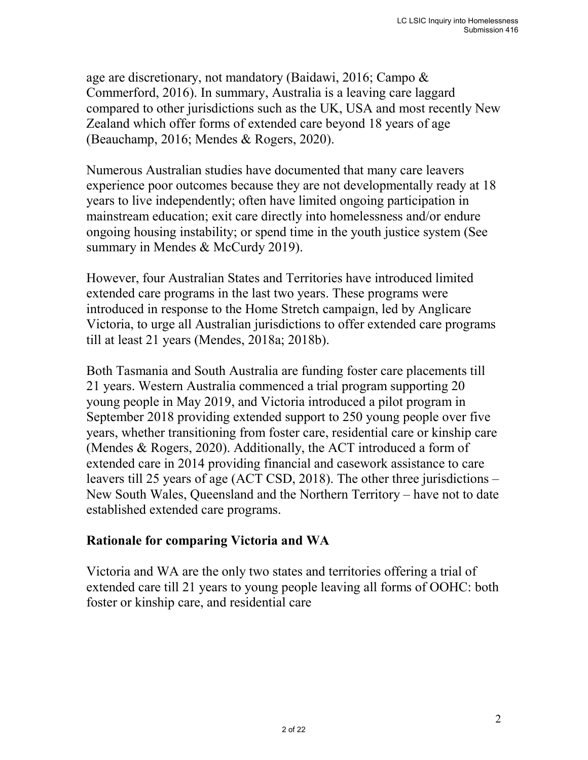age are discretionary, not mandatory (Baidawi, 2016; Campo & Commerford, 2016). In summary, Australia is a leaving care laggard compared to other jurisdictions such as the UK, USA and most recently New Zealand which offer forms of extended care beyond 18 years of age (Beauchamp, 2016; Mendes & Rogers, 2020).

Numerous Australian studies have documented that many care leavers experience poor outcomes because they are not developmentally ready at 18 years to live independently; often have limited ongoing participation in mainstream education; exit care directly into homelessness and/or endure ongoing housing instability; or spend time in the youth justice system (See summary in Mendes & McCurdy 2019).

However, four Australian States and Territories have introduced limited extended care programs in the last two years. These programs were introduced in response to the Home Stretch campaign, led by Anglicare Victoria, to urge all Australian jurisdictions to offer extended care programs till at least 21 years (Mendes, 2018a; 2018b).

Both Tasmania and South Australia are funding foster care placements till 21 years. Western Australia commenced a trial program supporting 20 young people in May 2019, and Victoria introduced a pilot program in September 2018 providing extended support to 250 young people over five years, whether transitioning from foster care, residential care or kinship care (Mendes & Rogers, 2020). Additionally, the ACT introduced a form of extended care in 2014 providing financial and casework assistance to care leavers till 25 years of age (ACT CSD, 2018). The other three jurisdictions – New South Wales, Queensland and the Northern Territory – have not to date established extended care programs.

## Rationale for comparing Victoria and WA

Victoria and WA are the only two states and territories offering a trial of extended care till 21 years to young people leaving all forms of OOHC: both foster or kinship care, and residential care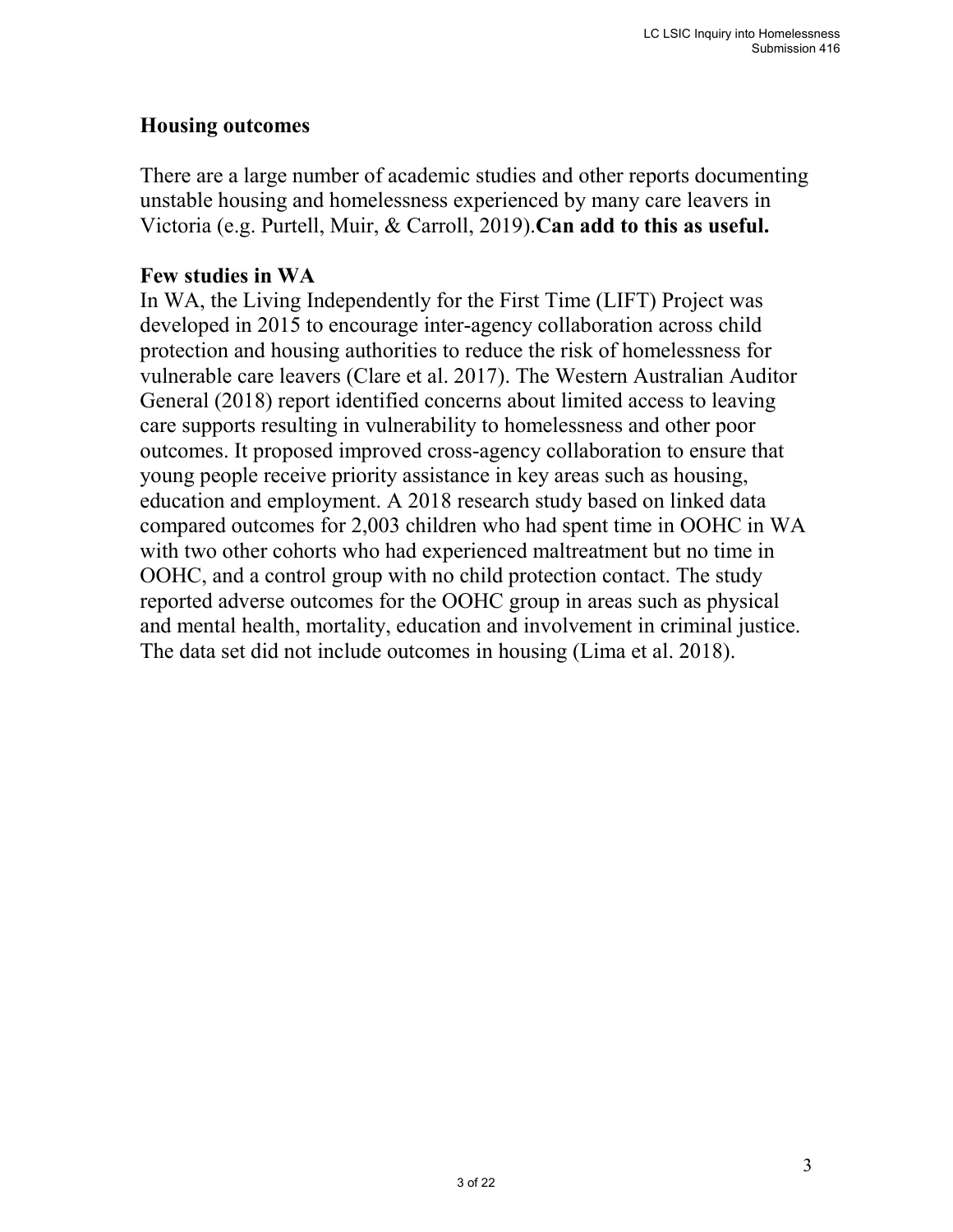## Housing outcomes

There are a large number of academic studies and other reports documenting unstable housing and homelessness experienced by many care leavers in Victoria (e.g. Purtell, Muir, & Carroll, 2019).**Can add to this as useful.**

## Few studies in WA

In WA, the Living Independently for the First Time (LIFT) Project was developed in 2015 to encourage inter-agency collaboration across child protection and housing authorities to reduce the risk of homelessness for vulnerable care leavers (Clare et al. 2017). The Western Australian Auditor General (2018) report identified concerns about limited access to leaving care supports resulting in vulnerability to homelessness and other poor outcomes. It proposed improved cross-agency collaboration to ensure that young people receive priority assistance in key areas such as housing, education and employment. A 2018 research study based on linked data compared outcomes for 2,003 children who had spent time in OOHC in WA with two other cohorts who had experienced maltreatment but no time in OOHC, and a control group with no child protection contact. The study reported adverse outcomes for the OOHC group in areas such as physical and mental health, mortality, education and involvement in criminal justice. The data set did not include outcomes in housing (Lima et al. 2018).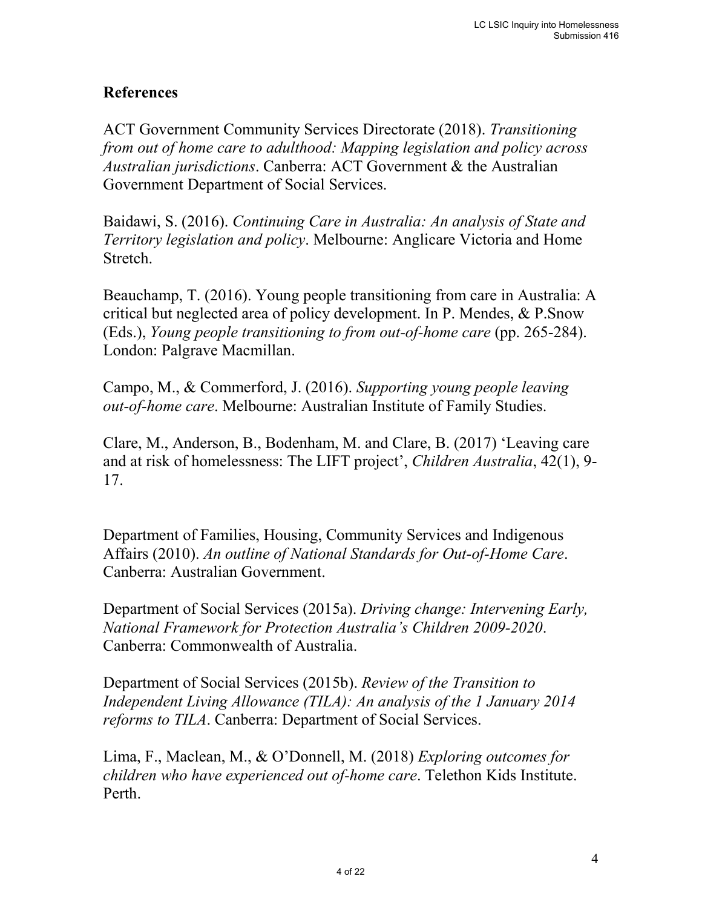## References

ACT Government Community Services Directorate (2018). *Transitioning from out of home care to adulthood: Mapping legislation and policy across Australian jurisdictions*. Canberra: ACT Government & the Australian Government Department of Social Services.

Baidawi, S. (2016). *Continuing Care in Australia: An analysis of State and Territory legislation and policy*. Melbourne: Anglicare Victoria and Home Stretch.

Beauchamp, T. (2016). Young people transitioning from care in Australia: A critical but neglected area of policy development. In P. Mendes, & P.Snow (Eds.), *Young people transitioning to from out-of-home care* (pp. 265-284). London: Palgrave Macmillan.

Campo, M., & Commerford, J. (2016). *Supporting young people leaving out-of-home care*. Melbourne: Australian Institute of Family Studies.

Clare, M., Anderson, B., Bodenham, M. and Clare, B. (2017) 'Leaving care and at risk of homelessness: The LIFT project', *Children Australia*, 42(1), 9-17.

Department of Families, Housing, Community Services and Indigenous Affairs (2010). *An outline of National Standards for Out-of-Home Care*. Canberra: Australian Government.

Department of Social Services (2015a). *Driving change: Intervening Early, National Framework for Protection Australia's Children 2009-2020*. Canberra: Commonwealth of Australia.

Department of Social Services (2015b). *Review of the Transition to Independent Living Allowance (TILA): An analysis of the 1 January 2014 reforms to TILA*. Canberra: Department of Social Services.

Lima, F., Maclean, M., & O'Donnell, M. (2018) *Exploring outcomes for children who have experienced out of-home care*. Telethon Kids Institute. Perth.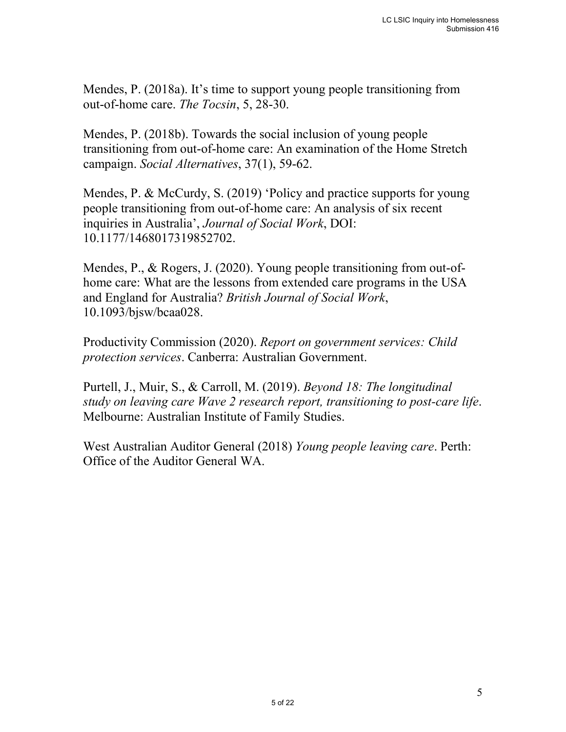Mendes, P. (2018a). It's time to support young people transitioning from out-of-home care. *The Tocsin*, 5, 28-30.

Mendes, P. (2018b). Towards the social inclusion of young people transitioning from out-of-home care: An examination of the Home Stretch campaign. *Social Alternatives*, 37(1), 59-62.

Mendes, P. & McCurdy, S. (2019) 'Policy and practice supports for young people transitioning from out-of-home care: An analysis of six recent inquiries in Australia', *Journal of Social Work*, DOI: 10.1177/1468017319852702.

Mendes, P., & Rogers, J. (2020). Young people transitioning from out-of-home care: What are the lessons from extended care programs in the USA and England for Australia? *British Journal of Social Work*, 10.1093/bjsw/bcaa028.

Productivity Commission (2020). *Report on government services: Child protection services*. Canberra: Australian Government.

Purtell, J., Muir, S., & Carroll, M. (2019). *Beyond 18: The longitudinal study on leaving care Wave 2 research report, transitioning to post-care life*. Melbourne: Australian Institute of Family Studies.

West Australian Auditor General (2018) *Young people leaving care*. Perth: Office of the Auditor General WA.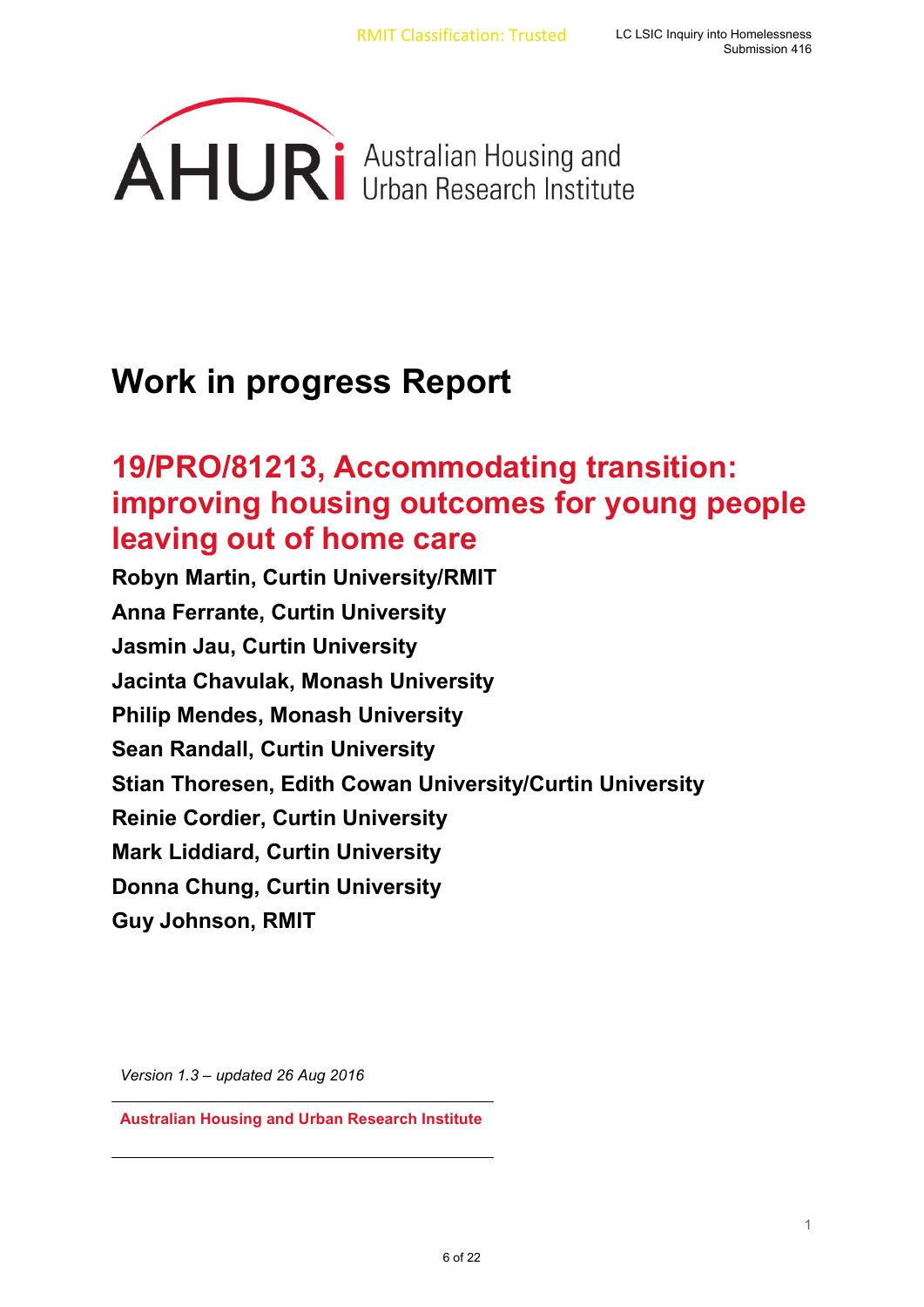Australian Housing and Urban Research Institute

# Work in progress Report

## 19/PRO/81213, Accommodating transition: improving housing outcomes for young people leaving out of home care

**Robyn Martin, Curtin University/RMIT**

**Anna Ferrante, Curtin University**

**Jasmin Jau, Curtin University**

**Jacinta Chavulak, Monash University**

**Philip Mendes, Monash University**

**Sean Randall, Curtin University**

**Stian Thoresen, Edith Cowan University/Curtin University**

**Reinie Cordier, Curtin University**

**Mark Liddiard, Curtin University**

**Donna Chung, Curtin University**

**Guy Johnson, RMIT**

*Version 1.3 – updated 26 Aug 2016*

**Australian Housing and Urban Research Institute**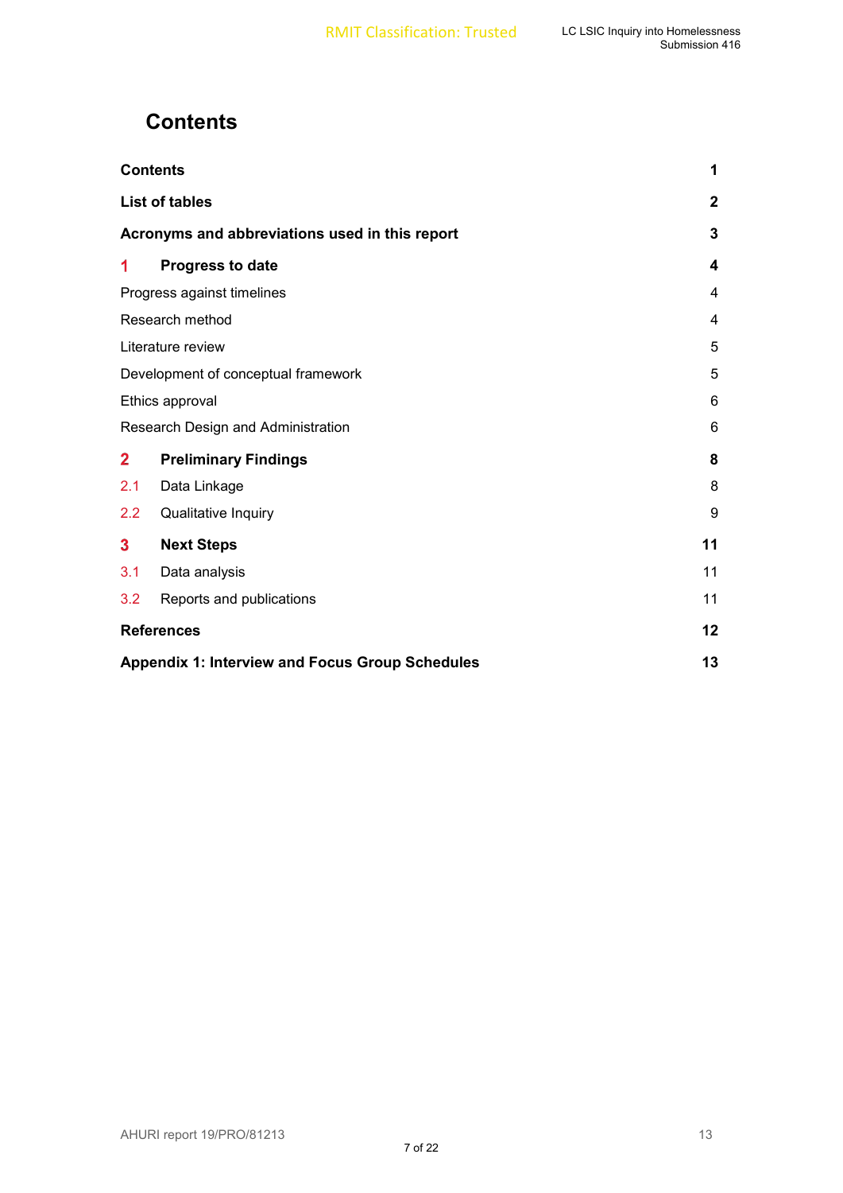# Contents

| | |
|---|---|
| **Contents** | **1** |
| **List of tables** | **2** |
| **Acronyms and abbreviations used in this report** | **3** |
| **1 Progress to date** | **4** |
| Progress against timelines | 4 |
| Research method | 4 |
| Literature review | 5 |
| Development of conceptual framework | 5 |
| Ethics approval | 6 |
| Research Design and Administration | 6 |
| **2 Preliminary Findings** | **8** |
| 2.1 Data Linkage | 8 |
| 2.2 Qualitative Inquiry | 9 |
| **3 Next Steps** | **11** |
| 3.1 Data analysis | 11 |
| 3.2 Reports and publications | 11 |
| **References** | **12** |
| **Appendix 1: Interview and Focus Group Schedules** | **13** |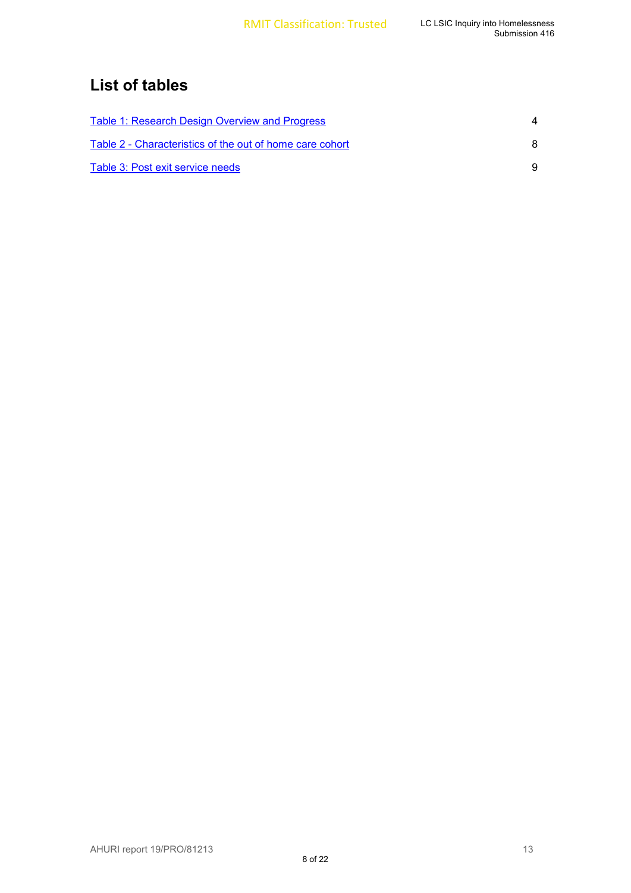# List of tables

[Table 1: Research Design Overview and Progress](#) 4

[Table 2 - Characteristics of the out of home care cohort](#) 8

[Table 3: Post exit service needs](#) 9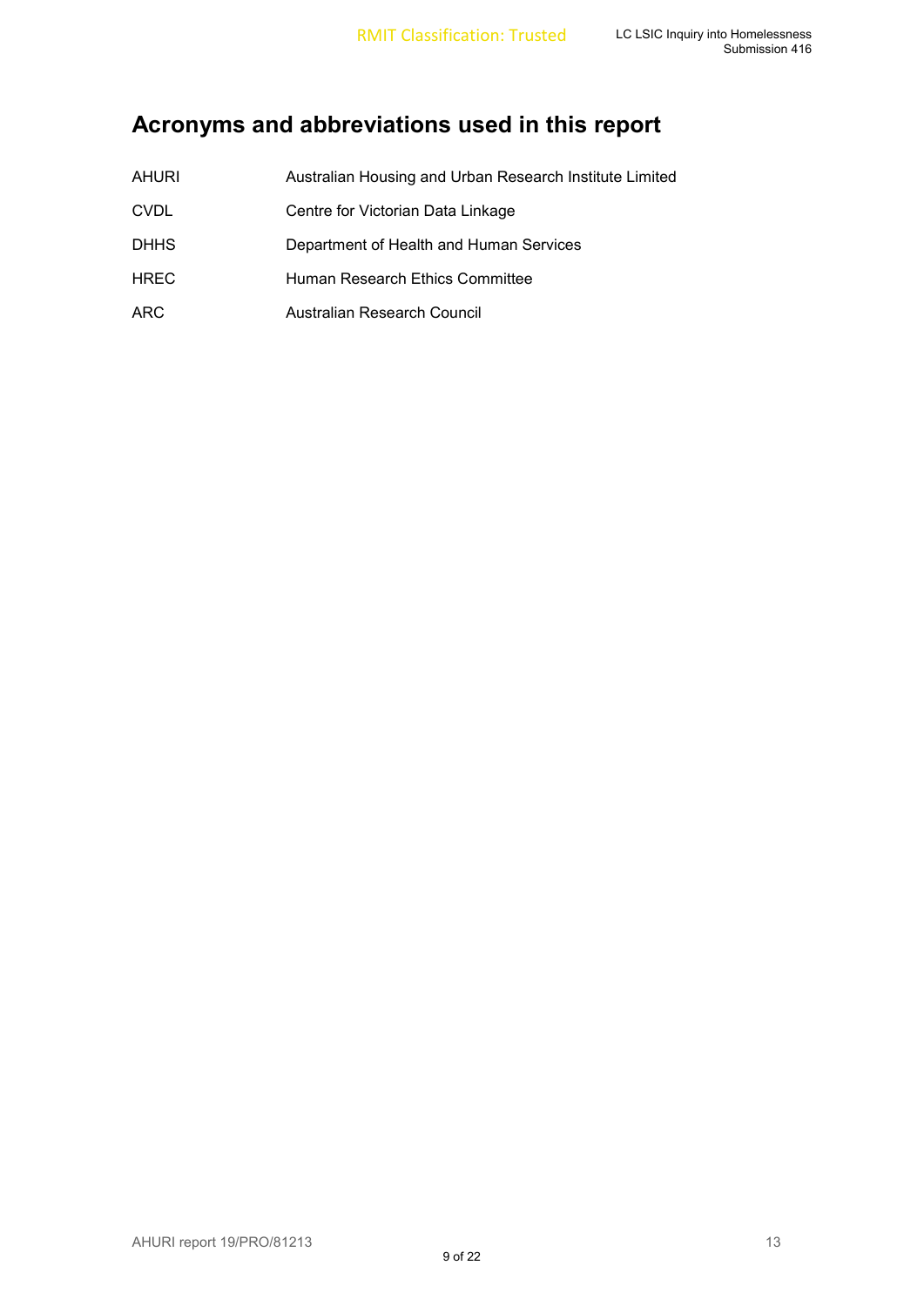# Acronyms and abbreviations used in this report

| | |
|---|---|
| AHURI | Australian Housing and Urban Research Institute Limited |
| CVDL | Centre for Victorian Data Linkage |
| DHHS | Department of Health and Human Services |
| HREC | Human Research Ethics Committee |
| ARC | Australian Research Council |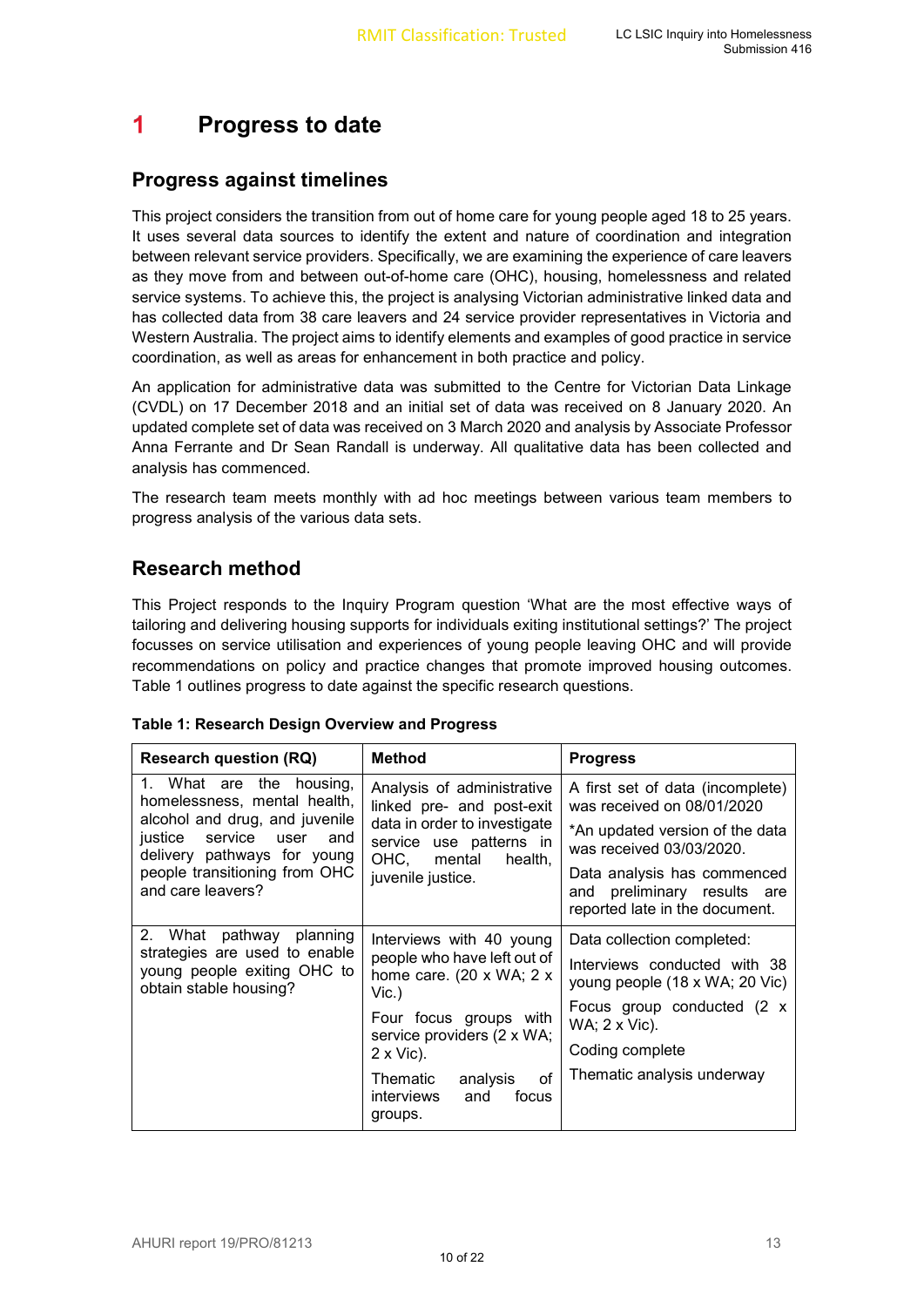# 1 Progress to date

## Progress against timelines

This project considers the transition from out of home care for young people aged 18 to 25 years. It uses several data sources to identify the extent and nature of coordination and integration between relevant service providers. Specifically, we are examining the experience of care leavers as they move from and between out-of-home care (OHC), housing, homelessness and related service systems. To achieve this, the project is analysing Victorian administrative linked data and has collected data from 38 care leavers and 24 service provider representatives in Victoria and Western Australia. The project aims to identify elements and examples of good practice in service coordination, as well as areas for enhancement in both practice and policy.

An application for administrative data was submitted to the Centre for Victorian Data Linkage (CVDL) on 17 December 2018 and an initial set of data was received on 8 January 2020. An updated complete set of data was received on 3 March 2020 and analysis by Associate Professor Anna Ferrante and Dr Sean Randall is underway. All qualitative data has been collected and analysis has commenced.

The research team meets monthly with ad hoc meetings between various team members to progress analysis of the various data sets.

## Research method

This Project responds to the Inquiry Program question 'What are the most effective ways of tailoring and delivering housing supports for individuals exiting institutional settings?' The project focusses on service utilisation and experiences of young people leaving OHC and will provide recommendations on policy and practice changes that promote improved housing outcomes. Table 1 outlines progress to date against the specific research questions.

**Table 1: Research Design Overview and Progress**

| Research question (RQ) | Method | Progress |
|---|---|---|
| 1. What are the housing, homelessness, mental health, alcohol and drug, and juvenile justice service user and delivery pathways for young people transitioning from OHC and care leavers? | Analysis of administrative linked pre- and post-exit data in order to investigate service use patterns in OHC, mental health, juvenile justice. | A first set of data (incomplete) was received on 08/01/2020<br>*An updated version of the data was received 03/03/2020.<br>Data analysis has commenced and preliminary results are reported late in the document. |
| 2. What pathway planning strategies are used to enable young people exiting OHC to obtain stable housing? | Interviews with 40 young people who have left out of home care. (20 x WA; 2 x Vic.)<br>Four focus groups with service providers (2 x WA; 2 x Vic).<br>Thematic analysis of interviews and focus groups. | Data collection completed:<br>Interviews conducted with 38 young people (18 x WA; 20 Vic)<br>Focus group conducted (2 x WA; 2 x Vic).<br>Coding complete<br>Thematic analysis underway |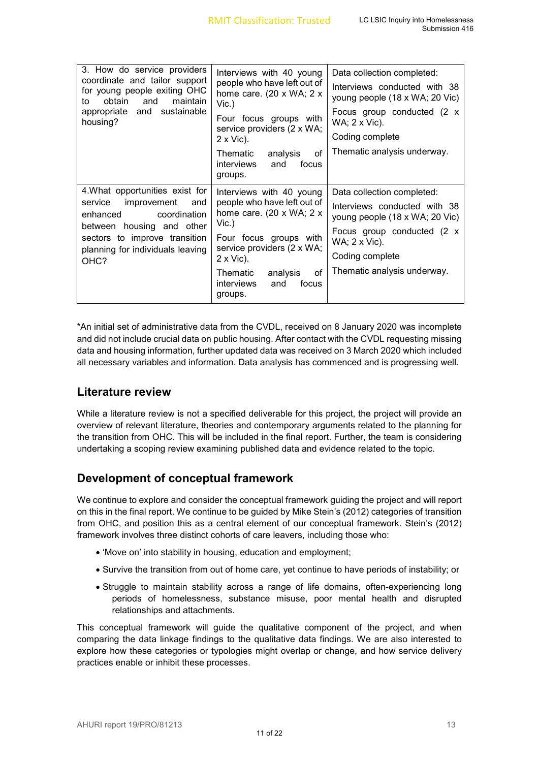| | | |
|---|---|---|
| 3. How do service providers coordinate and tailor support for young people exiting OHC to obtain and maintain appropriate and sustainable housing? | Interviews with 40 young people who have left out of home care. (20 x WA; 2 x Vic.)<br><br>Four focus groups with service providers (2 x WA; 2 x Vic).<br><br>Thematic analysis of interviews and focus groups. | Data collection completed:<br><br>Interviews conducted with 38 young people (18 x WA; 20 Vic)<br><br>Focus group conducted (2 x WA; 2 x Vic).<br><br>Coding complete<br><br>Thematic analysis underway. |
| 4.What opportunities exist for service improvement and enhanced coordination between housing and other sectors to improve transition planning for individuals leaving OHC? | Interviews with 40 young people who have left out of home care. (20 x WA; 2 x Vic.)<br><br>Four focus groups with service providers (2 x WA; 2 x Vic).<br><br>Thematic analysis of interviews and focus groups. | Data collection completed:<br><br>Interviews conducted with 38 young people (18 x WA; 20 Vic)<br><br>Focus group conducted (2 x WA; 2 x Vic).<br><br>Coding complete<br><br>Thematic analysis underway. |

*An initial set of administrative data from the CVDL, received on 8 January 2020 was incomplete and did not include crucial data on public housing. After contact with the CVDL requesting missing data and housing information, further updated data was received on 3 March 2020 which included all necessary variables and information. Data analysis has commenced and is progressing well.

## Literature review

While a literature review is not a specified deliverable for this project, the project will provide an overview of relevant literature, theories and contemporary arguments related to the planning for the transition from OHC. This will be included in the final report. Further, the team is considering undertaking a scoping review examining published data and evidence related to the topic.

## Development of conceptual framework

We continue to explore and consider the conceptual framework guiding the project and will report on this in the final report. We continue to be guided by Mike Stein's (2012) categories of transition from OHC, and position this as a central element of our conceptual framework. Stein's (2012) framework involves three distinct cohorts of care leavers, including those who:

- 'Move on' into stability in housing, education and employment;
- Survive the transition from out of home care, yet continue to have periods of instability; or
- Struggle to maintain stability across a range of life domains, often-experiencing long periods of homelessness, substance misuse, poor mental health and disrupted relationships and attachments.

This conceptual framework will guide the qualitative component of the project, and when comparing the data linkage findings to the qualitative data findings. We are also interested to explore how these categories or typologies might overlap or change, and how service delivery practices enable or inhibit these processes.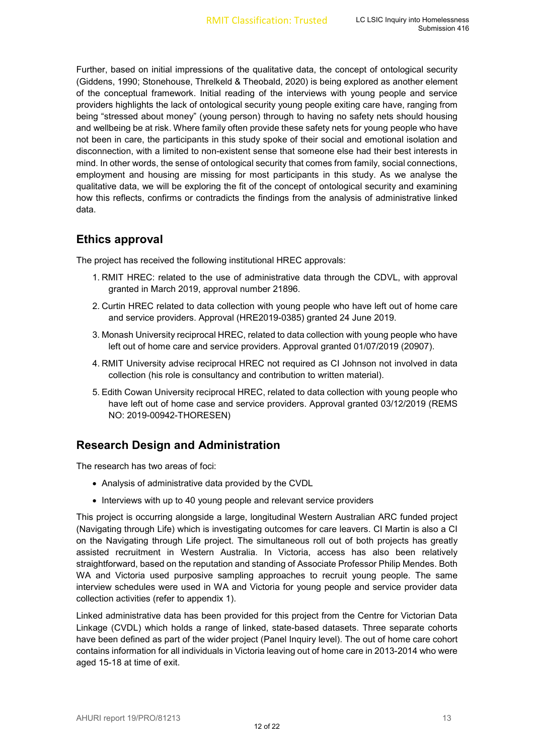Further, based on initial impressions of the qualitative data, the concept of ontological security (Giddens, 1990; Stonehouse, Threlkeld & Theobald, 2020) is being explored as another element of the conceptual framework. Initial reading of the interviews with young people and service providers highlights the lack of ontological security young people exiting care have, ranging from being "stressed about money" (young person) through to having no safety nets should housing and wellbeing be at risk. Where family often provide these safety nets for young people who have not been in care, the participants in this study spoke of their social and emotional isolation and disconnection, with a limited to non-existent sense that someone else had their best interests in mind. In other words, the sense of ontological security that comes from family, social connections, employment and housing are missing for most participants in this study. As we analyse the qualitative data, we will be exploring the fit of the concept of ontological security and examining how this reflects, confirms or contradicts the findings from the analysis of administrative linked data.

## Ethics approval

The project has received the following institutional HREC approvals:

1. RMIT HREC: related to the use of administrative data through the CDVL, with approval granted in March 2019, approval number 21896.
2. Curtin HREC related to data collection with young people who have left out of home care and service providers. Approval (HRE2019-0385) granted 24 June 2019.
3. Monash University reciprocal HREC, related to data collection with young people who have left out of home care and service providers. Approval granted 01/07/2019 (20907).
4. RMIT University advise reciprocal HREC not required as CI Johnson not involved in data collection (his role is consultancy and contribution to written material).
5. Edith Cowan University reciprocal HREC, related to data collection with young people who have left out of home case and service providers. Approval granted 03/12/2019 (REMS NO: 2019-00942-THORESEN)

## Research Design and Administration

The research has two areas of foci:

- Analysis of administrative data provided by the CVDL
- Interviews with up to 40 young people and relevant service providers

This project is occurring alongside a large, longitudinal Western Australian ARC funded project (Navigating through Life) which is investigating outcomes for care leavers. CI Martin is also a CI on the Navigating through Life project. The simultaneous roll out of both projects has greatly assisted recruitment in Western Australia. In Victoria, access has also been relatively straightforward, based on the reputation and standing of Associate Professor Philip Mendes. Both WA and Victoria used purposive sampling approaches to recruit young people. The same interview schedules were used in WA and Victoria for young people and service provider data collection activities (refer to appendix 1).

Linked administrative data has been provided for this project from the Centre for Victorian Data Linkage (CVDL) which holds a range of linked, state-based datasets. Three separate cohorts have been defined as part of the wider project (Panel Inquiry level). The out of home care cohort contains information for all individuals in Victoria leaving out of home care in 2013-2014 who were aged 15-18 at time of exit.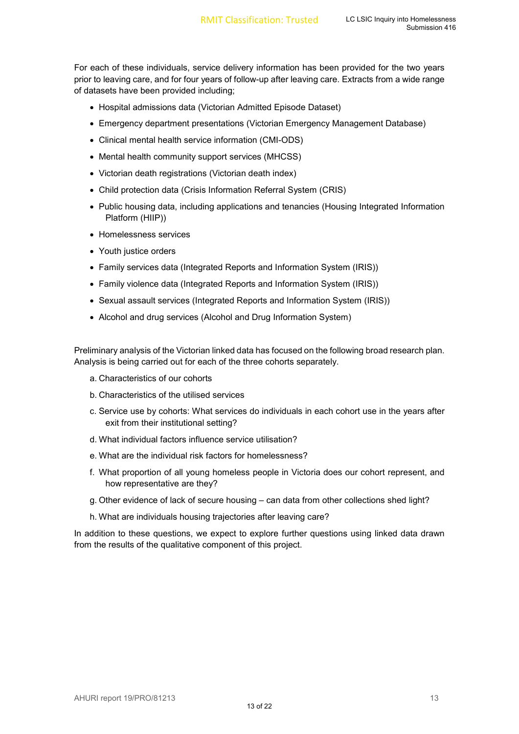For each of these individuals, service delivery information has been provided for the two years prior to leaving care, and for four years of follow-up after leaving care. Extracts from a wide range of datasets have been provided including;

- Hospital admissions data (Victorian Admitted Episode Dataset)
- Emergency department presentations (Victorian Emergency Management Database)
- Clinical mental health service information (CMI-ODS)
- Mental health community support services (MHCSS)
- Victorian death registrations (Victorian death index)
- Child protection data (Crisis Information Referral System (CRIS)
- Public housing data, including applications and tenancies (Housing Integrated Information Platform (HIIP))
- Homelessness services
- Youth justice orders
- Family services data (Integrated Reports and Information System (IRIS))
- Family violence data (Integrated Reports and Information System (IRIS))
- Sexual assault services (Integrated Reports and Information System (IRIS))
- Alcohol and drug services (Alcohol and Drug Information System)

Preliminary analysis of the Victorian linked data has focused on the following broad research plan. Analysis is being carried out for each of the three cohorts separately.

a. Characteristics of our cohorts
b. Characteristics of the utilised services
c. Service use by cohorts: What services do individuals in each cohort use in the years after exit from their institutional setting?
d. What individual factors influence service utilisation?
e. What are the individual risk factors for homelessness?
f. What proportion of all young homeless people in Victoria does our cohort represent, and how representative are they?
g. Other evidence of lack of secure housing – can data from other collections shed light?
h. What are individuals housing trajectories after leaving care?

In addition to these questions, we expect to explore further questions using linked data drawn from the results of the qualitative component of this project.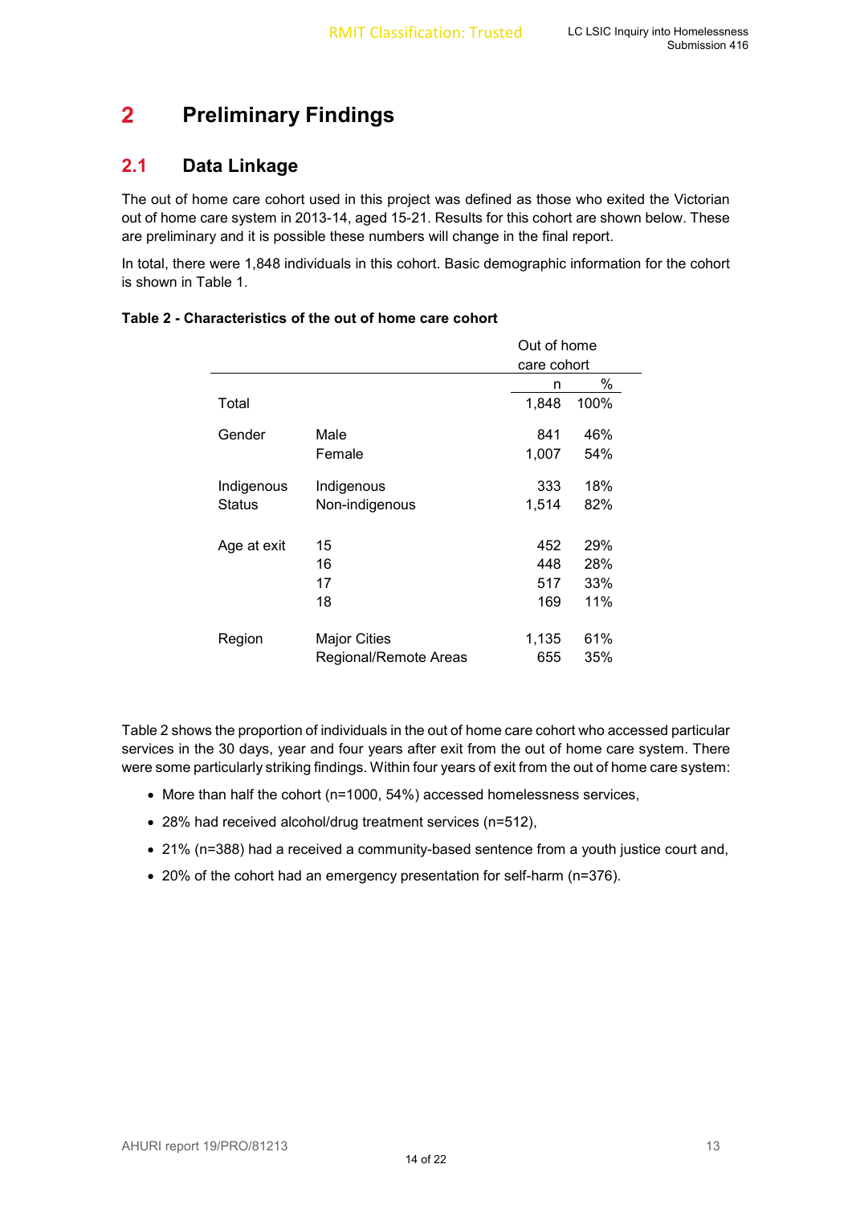# 2 Preliminary Findings

## 2.1 Data Linkage

The out of home care cohort used in this project was defined as those who exited the Victorian out of home care system in 2013-14, aged 15-21. Results for this cohort are shown below. These are preliminary and it is possible these numbers will change in the final report.

In total, there were 1,848 individuals in this cohort. Basic demographic information for the cohort is shown in Table 1.

**Table 2 - Characteristics of the out of home care cohort**

| | | Out of home care cohort | |
|---|---|---|---|
| | | n | % |
| Total | | 1,848 | 100% |
| Gender | Male | 841 | 46% |
| | Female | 1,007 | 54% |
| Indigenous Status | Indigenous | 333 | 18% |
| | Non-indigenous | 1,514 | 82% |
| Age at exit | 15 | 452 | 29% |
| | 16 | 448 | 28% |
| | 17 | 517 | 33% |
| | 18 | 169 | 11% |
| Region | Major Cities | 1,135 | 61% |
| | Regional/Remote Areas | 655 | 35% |

Table 2 shows the proportion of individuals in the out of home care cohort who accessed particular services in the 30 days, year and four years after exit from the out of home care system. There were some particularly striking findings. Within four years of exit from the out of home care system:

- More than half the cohort (n=1000, 54%) accessed homelessness services,
- 28% had received alcohol/drug treatment services (n=512),
- 21% (n=388) had a received a community-based sentence from a youth justice court and,
- 20% of the cohort had an emergency presentation for self-harm (n=376).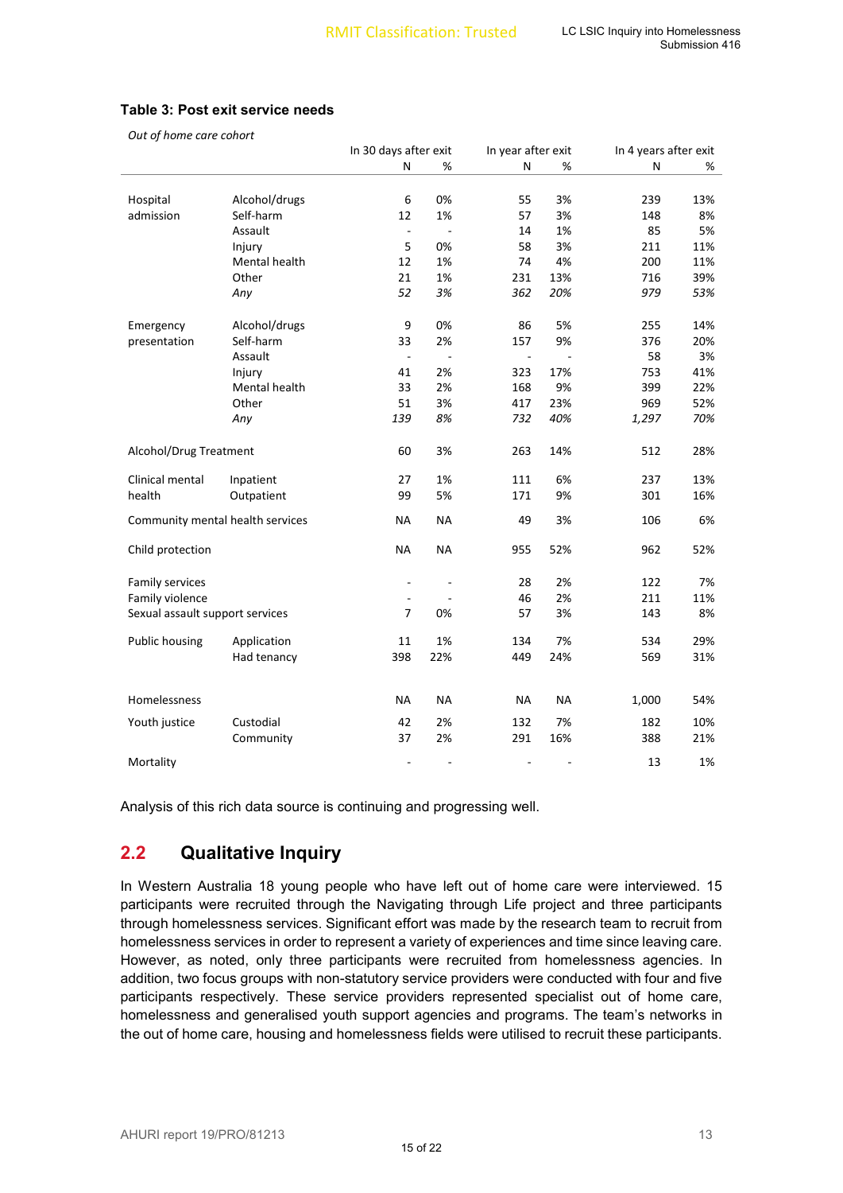**Table 3: Post exit service needs**

*Out of home care cohort*

| | | In 30 days after exit | | In year after exit | | In 4 years after exit | |
|---|---|---|---|---|---|---|---|
| | | N | % | N | % | N | % |
| Hospital admission | Alcohol/drugs | 6 | 0% | 55 | 3% | 239 | 13% |
| | Self-harm | 12 | 1% | 57 | 3% | 148 | 8% |
| | Assault | - | - | 14 | 1% | 85 | 5% |
| | Injury | 5 | 0% | 58 | 3% | 211 | 11% |
| | Mental health | 12 | 1% | 74 | 4% | 200 | 11% |
| | Other | 21 | 1% | 231 | 13% | 716 | 39% |
| | *Any* | *52* | *3%* | *362* | *20%* | *979* | *53%* |
| Emergency presentation | Alcohol/drugs | 9 | 0% | 86 | 5% | 255 | 14% |
| | Self-harm | 33 | 2% | 157 | 9% | 376 | 20% |
| | Assault | - | - | - | - | 58 | 3% |
| | Injury | 41 | 2% | 323 | 17% | 753 | 41% |
| | Mental health | 33 | 2% | 168 | 9% | 399 | 22% |
| | Other | 51 | 3% | 417 | 23% | 969 | 52% |
| | *Any* | *139* | *8%* | *732* | *40%* | *1,297* | *70%* |
| Alcohol/Drug Treatment | | 60 | 3% | 263 | 14% | 512 | 28% |
| Clinical mental health | Inpatient | 27 | 1% | 111 | 6% | 237 | 13% |
| | Outpatient | 99 | 5% | 171 | 9% | 301 | 16% |
| Community mental health services | | NA | NA | 49 | 3% | 106 | 6% |
| Child protection | | NA | NA | 955 | 52% | 962 | 52% |
| Family services | | - | - | 28 | 2% | 122 | 7% |
| Family violence | | - | - | 46 | 2% | 211 | 11% |
| Sexual assault support services | | 7 | 0% | 57 | 3% | 143 | 8% |
| Public housing | Application | 11 | 1% | 134 | 7% | 534 | 29% |
| | Had tenancy | 398 | 22% | 449 | 24% | 569 | 31% |
| Homelessness | | NA | NA | NA | NA | 1,000 | 54% |
| Youth justice | Custodial | 42 | 2% | 132 | 7% | 182 | 10% |
| | Community | 37 | 2% | 291 | 16% | 388 | 21% |
| Mortality | | - | - | - | - | 13 | 1% |

Analysis of this rich data source is continuing and progressing well.

## 2.2 Qualitative Inquiry

In Western Australia 18 young people who have left out of home care were interviewed. 15 participants were recruited through the Navigating through Life project and three participants through homelessness services. Significant effort was made by the research team to recruit from homelessness services in order to represent a variety of experiences and time since leaving care. However, as noted, only three participants were recruited from homelessness agencies. In addition, two focus groups with non-statutory service providers were conducted with four and five participants respectively. These service providers represented specialist out of home care, homelessness and generalised youth support agencies and programs. The team's networks in the out of home care, housing and homelessness fields were utilised to recruit these participants.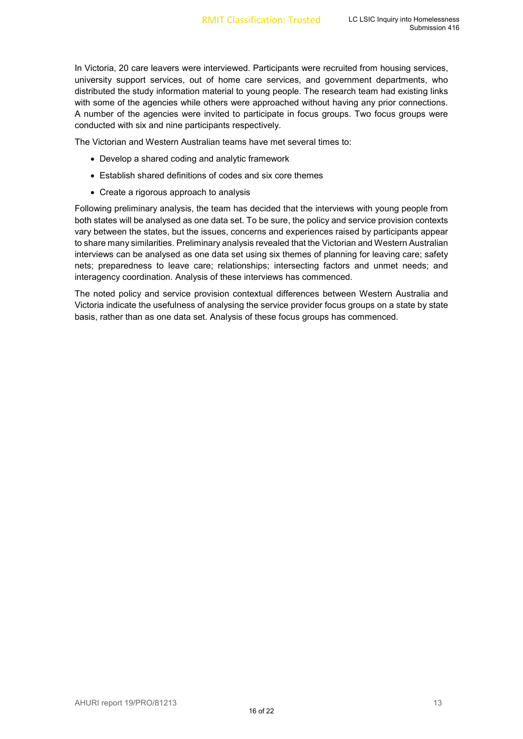In Victoria, 20 care leavers were interviewed. Participants were recruited from housing services, university support services, out of home care services, and government departments, who distributed the study information material to young people. The research team had existing links with some of the agencies while others were approached without having any prior connections. A number of the agencies were invited to participate in focus groups. Two focus groups were conducted with six and nine participants respectively.

The Victorian and Western Australian teams have met several times to:

- Develop a shared coding and analytic framework
- Establish shared definitions of codes and six core themes
- Create a rigorous approach to analysis

Following preliminary analysis, the team has decided that the interviews with young people from both states will be analysed as one data set. To be sure, the policy and service provision contexts vary between the states, but the issues, concerns and experiences raised by participants appear to share many similarities. Preliminary analysis revealed that the Victorian and Western Australian interviews can be analysed as one data set using six themes of planning for leaving care; safety nets; preparedness to leave care; relationships; intersecting factors and unmet needs; and interagency coordination. Analysis of these interviews has commenced.

The noted policy and service provision contextual differences between Western Australia and Victoria indicate the usefulness of analysing the service provider focus groups on a state by state basis, rather than as one data set. Analysis of these focus groups has commenced.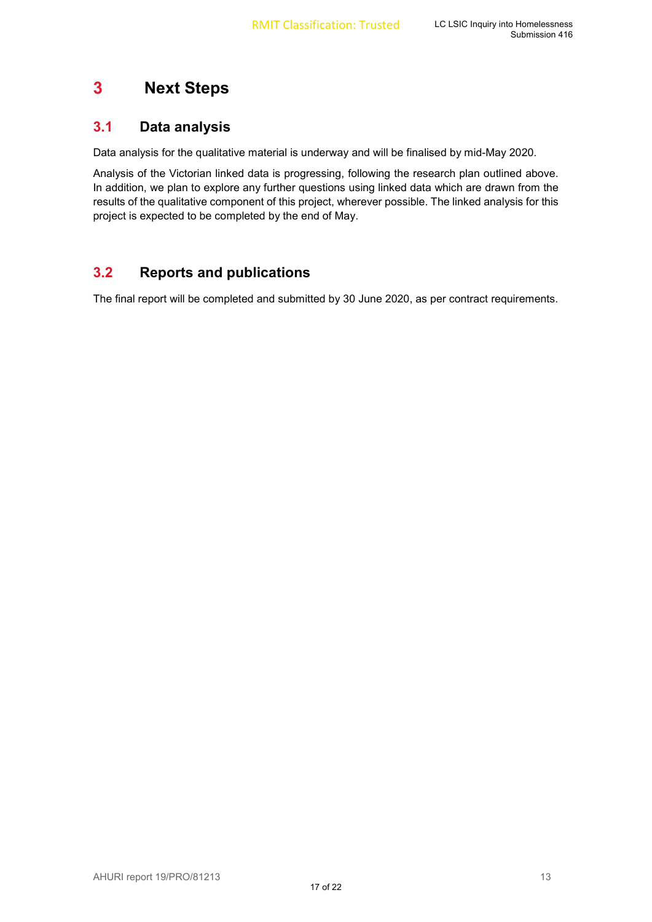# 3 Next Steps

## 3.1 Data analysis

Data analysis for the qualitative material is underway and will be finalised by mid-May 2020.

Analysis of the Victorian linked data is progressing, following the research plan outlined above. In addition, we plan to explore any further questions using linked data which are drawn from the results of the qualitative component of this project, wherever possible. The linked analysis for this project is expected to be completed by the end of May.

## 3.2 Reports and publications

The final report will be completed and submitted by 30 June 2020, as per contract requirements.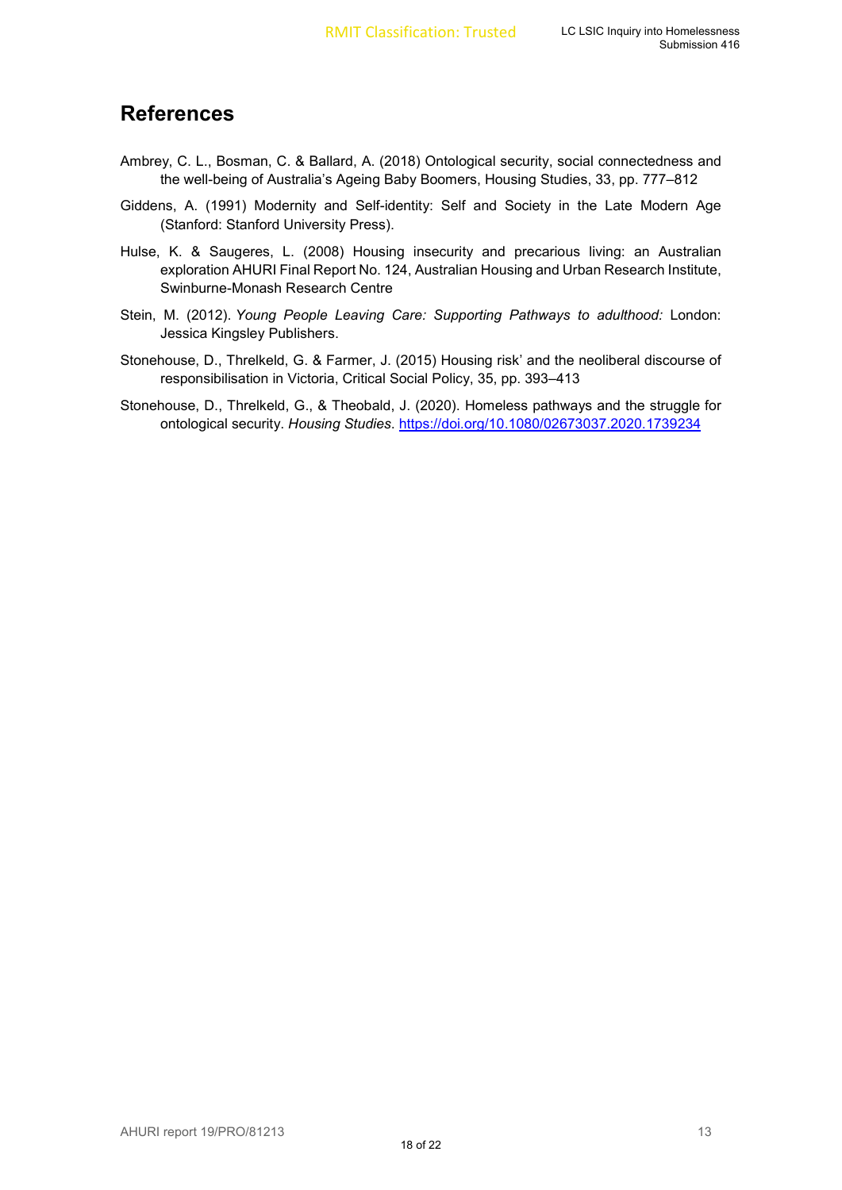## References

Ambrey, C. L., Bosman, C. & Ballard, A. (2018) Ontological security, social connectedness and the well-being of Australia's Ageing Baby Boomers, Housing Studies, 33, pp. 777–812

Giddens, A. (1991) Modernity and Self-identity: Self and Society in the Late Modern Age (Stanford: Stanford University Press).

Hulse, K. & Saugeres, L. (2008) Housing insecurity and precarious living: an Australian exploration AHURI Final Report No. 124, Australian Housing and Urban Research Institute, Swinburne-Monash Research Centre

Stein, M. (2012). *Young People Leaving Care: Supporting Pathways to adulthood:* London: Jessica Kingsley Publishers.

Stonehouse, D., Threlkeld, G. & Farmer, J. (2015) Housing risk' and the neoliberal discourse of responsibilisation in Victoria, Critical Social Policy, 35, pp. 393–413

Stonehouse, D., Threlkeld, G., & Theobald, J. (2020). Homeless pathways and the struggle for ontological security. *Housing Studies*. https://doi.org/10.1080/02673037.2020.1739234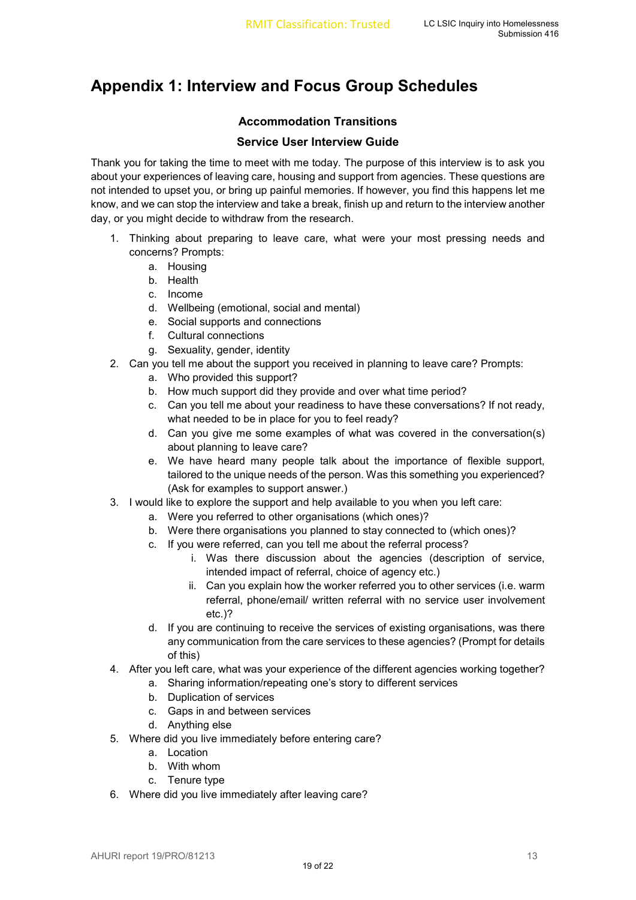# Appendix 1: Interview and Focus Group Schedules

### Accommodation Transitions

### Service User Interview Guide

Thank you for taking the time to meet with me today. The purpose of this interview is to ask you about your experiences of leaving care, housing and support from agencies. These questions are not intended to upset you, or bring up painful memories. If however, you find this happens let me know, and we can stop the interview and take a break, finish up and return to the interview another day, or you might decide to withdraw from the research.

1. Thinking about preparing to leave care, what were your most pressing needs and concerns? Prompts:
    a. Housing
    b. Health
    c. Income
    d. Wellbeing (emotional, social and mental)
    e. Social supports and connections
    f. Cultural connections
    g. Sexuality, gender, identity
2. Can you tell me about the support you received in planning to leave care? Prompts:
    a. Who provided this support?
    b. How much support did they provide and over what time period?
    c. Can you tell me about your readiness to have these conversations? If not ready, what needed to be in place for you to feel ready?
    d. Can you give me some examples of what was covered in the conversation(s) about planning to leave care?
    e. We have heard many people talk about the importance of flexible support, tailored to the unique needs of the person. Was this something you experienced? (Ask for examples to support answer.)
3. I would like to explore the support and help available to you when you left care:
    a. Were you referred to other organisations (which ones)?
    b. Were there organisations you planned to stay connected to (which ones)?
    c. If you were referred, can you tell me about the referral process?
        i. Was there discussion about the agencies (description of service, intended impact of referral, choice of agency etc.)
        ii. Can you explain how the worker referred you to other services (i.e. warm referral, phone/email/ written referral with no service user involvement etc.)?
    d. If you are continuing to receive the services of existing organisations, was there any communication from the care services to these agencies? (Prompt for details of this)
4. After you left care, what was your experience of the different agencies working together?
    a. Sharing information/repeating one's story to different services
    b. Duplication of services
    c. Gaps in and between services
    d. Anything else
5. Where did you live immediately before entering care?
    a. Location
    b. With whom
    c. Tenure type
6. Where did you live immediately after leaving care?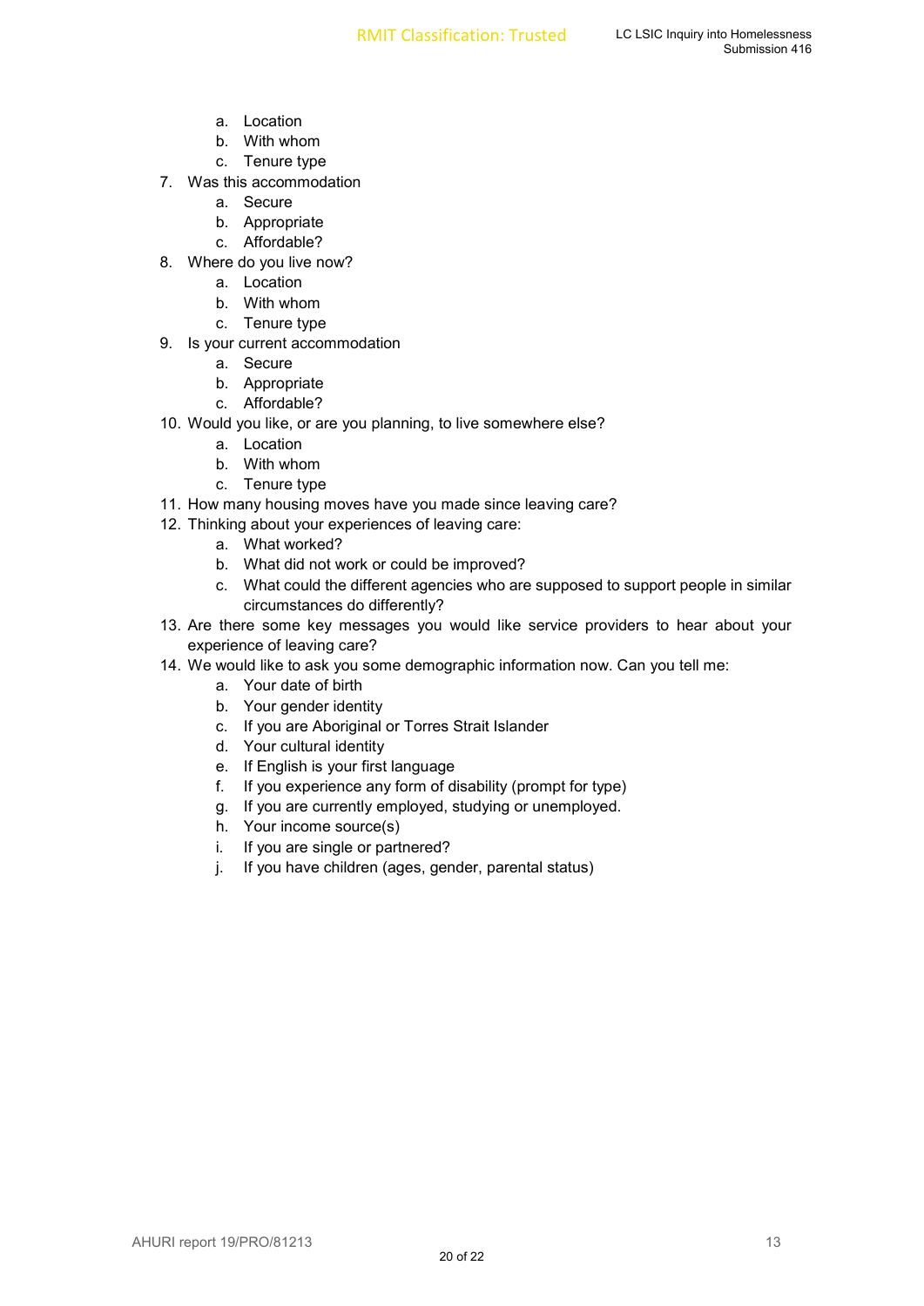a. Location
   b. With whom
   c. Tenure type

7. Was this accommodation
   a. Secure
   b. Appropriate
   c. Affordable?
8. Where do you live now?
   a. Location
   b. With whom
   c. Tenure type
9. Is your current accommodation
   a. Secure
   b. Appropriate
   c. Affordable?
10. Would you like, or are you planning, to live somewhere else?
    a. Location
    b. With whom
    c. Tenure type
11. How many housing moves have you made since leaving care?
12. Thinking about your experiences of leaving care:
    a. What worked?
    b. What did not work or could be improved?
    c. What could the different agencies who are supposed to support people in similar circumstances do differently?
13. Are there some key messages you would like service providers to hear about your experience of leaving care?
14. We would like to ask you some demographic information now. Can you tell me:
    a. Your date of birth
    b. Your gender identity
    c. If you are Aboriginal or Torres Strait Islander
    d. Your cultural identity
    e. If English is your first language
    f. If you experience any form of disability (prompt for type)
    g. If you are currently employed, studying or unemployed.
    h. Your income source(s)
    i. If you are single or partnered?
    j. If you have children (ages, gender, parental status)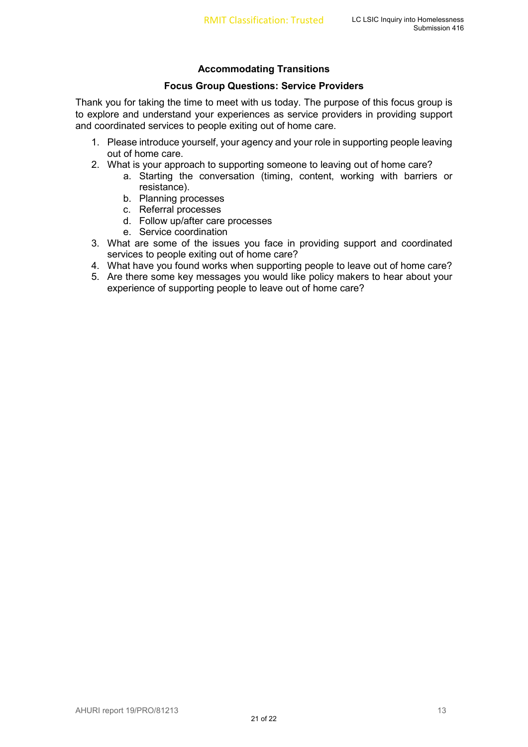## Accommodating Transitions

### Focus Group Questions: Service Providers

Thank you for taking the time to meet with us today. The purpose of this focus group is to explore and understand your experiences as service providers in providing support and coordinated services to people exiting out of home care.

1. Please introduce yourself, your agency and your role in supporting people leaving out of home care.
2. What is your approach to supporting someone to leaving out of home care?
    a. Starting the conversation (timing, content, working with barriers or resistance).
    b. Planning processes
    c. Referral processes
    d. Follow up/after care processes
    e. Service coordination
3. What are some of the issues you face in providing support and coordinated services to people exiting out of home care?
4. What have you found works when supporting people to leave out of home care?
5. Are there some key messages you would like policy makers to hear about your experience of supporting people to leave out of home care?